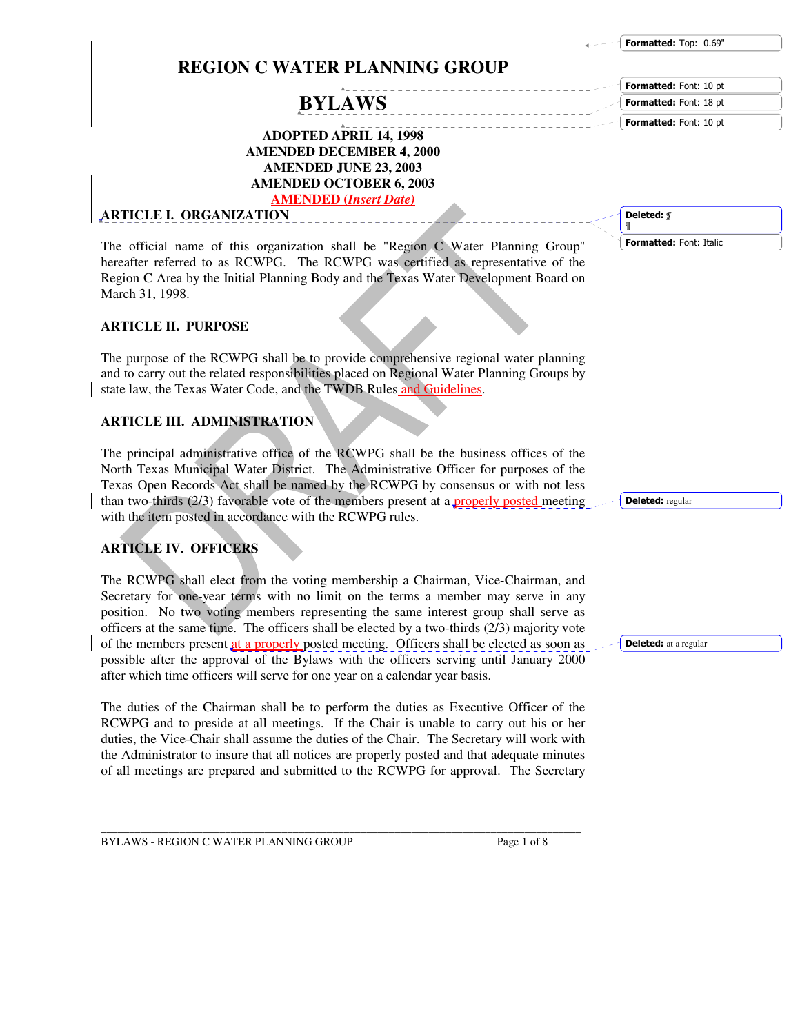# REGION C WATER PLANNING GROUP

# BYLAWS

**ADOPTED APRIL 14, 1998**
**AMENDED DECEMBER 4, 2000**
**AMENDED JUNE 23, 2003**
**AMENDED OCTOBER 6, 2003**
**AMENDED (*Insert Date*)**

## ARTICLE I. ORGANIZATION

The official name of this organization shall be "Region C Water Planning Group" hereafter referred to as RCWPG. The RCWPG was certified as representative of the Region C Area by the Initial Planning Body and the Texas Water Development Board on March 31, 1998.

## ARTICLE II. PURPOSE

The purpose of the RCWPG shall be to provide comprehensive regional water planning and to carry out the related responsibilities placed on Regional Water Planning Groups by state law, the Texas Water Code, and the TWDB Rules and Guidelines.

## ARTICLE III. ADMINISTRATION

The principal administrative office of the RCWPG shall be the business offices of the North Texas Municipal Water District. The Administrative Officer for purposes of the Texas Open Records Act shall be named by the RCWPG by consensus or with not less than two-thirds (2/3) favorable vote of the members present at a properly posted meeting with the item posted in accordance with the RCWPG rules.

## ARTICLE IV. OFFICERS

The RCWPG shall elect from the voting membership a Chairman, Vice-Chairman, and Secretary for one-year terms with no limit on the terms a member may serve in any position. No two voting members representing the same interest group shall serve as officers at the same time. The officers shall be elected by a two-thirds (2/3) majority vote of the members present at a properly posted meeting. Officers shall be elected as soon as possible after the approval of the Bylaws with the officers serving until January 2000 after which time officers will serve for one year on a calendar year basis.

The duties of the Chairman shall be to perform the duties as Executive Officer of the RCWPG and to preside at all meetings. If the Chair is unable to carry out his or her duties, the Vice-Chair shall assume the duties of the Chair. The Secretary will work with the Administrator to insure that all notices are properly posted and that adequate minutes of all meetings are prepared and submitted to the RCWPG for approval. The Secretary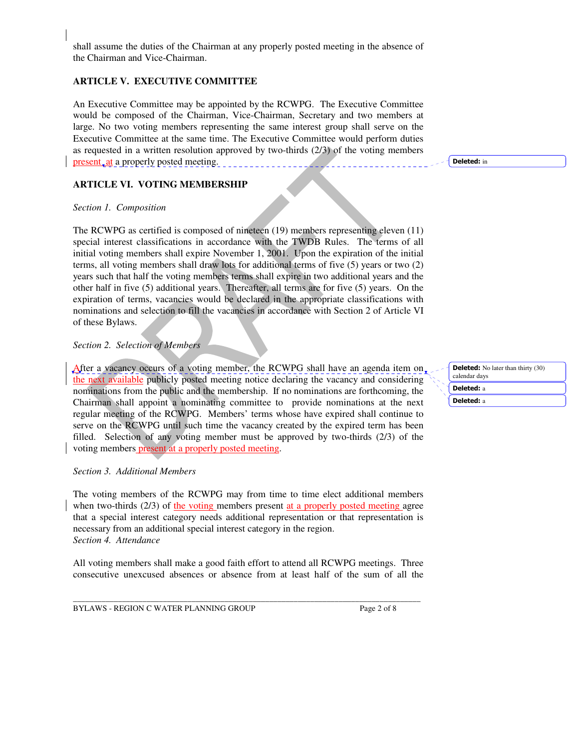shall assume the duties of the Chairman at any properly posted meeting in the absence of the Chairman and Vice-Chairman.

## ARTICLE V. EXECUTIVE COMMITTEE

An Executive Committee may be appointed by the RCWPG. The Executive Committee would be composed of the Chairman, Vice-Chairman, Secretary and two members at large. No two voting members representing the same interest group shall serve on the Executive Committee at the same time. The Executive Committee would perform duties as requested in a written resolution approved by two-thirds (2/3) of the voting members present at a properly posted meeting.

## ARTICLE VI. VOTING MEMBERSHIP

*Section 1. Composition*

The RCWPG as certified is composed of nineteen (19) members representing eleven (11) special interest classifications in accordance with the TWDB Rules. The terms of all initial voting members shall expire November 1, 2001. Upon the expiration of the initial terms, all voting members shall draw lots for additional terms of five (5) years or two (2) years such that half the voting members terms shall expire in two additional years and the other half in five (5) additional years. Thereafter, all terms are for five (5) years. On the expiration of terms, vacancies would be declared in the appropriate classifications with nominations and selection to fill the vacancies in accordance with Section 2 of Article VI of these Bylaws.

*Section 2. Selection of Members*

After a vacancy occurs of a voting member, the RCWPG shall have an agenda item on the next available publicly posted meeting notice declaring the vacancy and considering nominations from the public and the membership. If no nominations are forthcoming, the Chairman shall appoint a nominating committee to provide nominations at the next regular meeting of the RCWPG. Members' terms whose have expired shall continue to serve on the RCWPG until such time the vacancy created by the expired term has been filled. Selection of any voting member must be approved by two-thirds (2/3) of the voting members present at a properly posted meeting.

*Section 3. Additional Members*

The voting members of the RCWPG may from time to time elect additional members when two-thirds (2/3) of the voting members present at a properly posted meeting agree that a special interest category needs additional representation or that representation is necessary from an additional special interest category in the region.

*Section 4. Attendance*

All voting members shall make a good faith effort to attend all RCWPG meetings. Three consecutive unexcused absences or absence from at least half of the sum of all the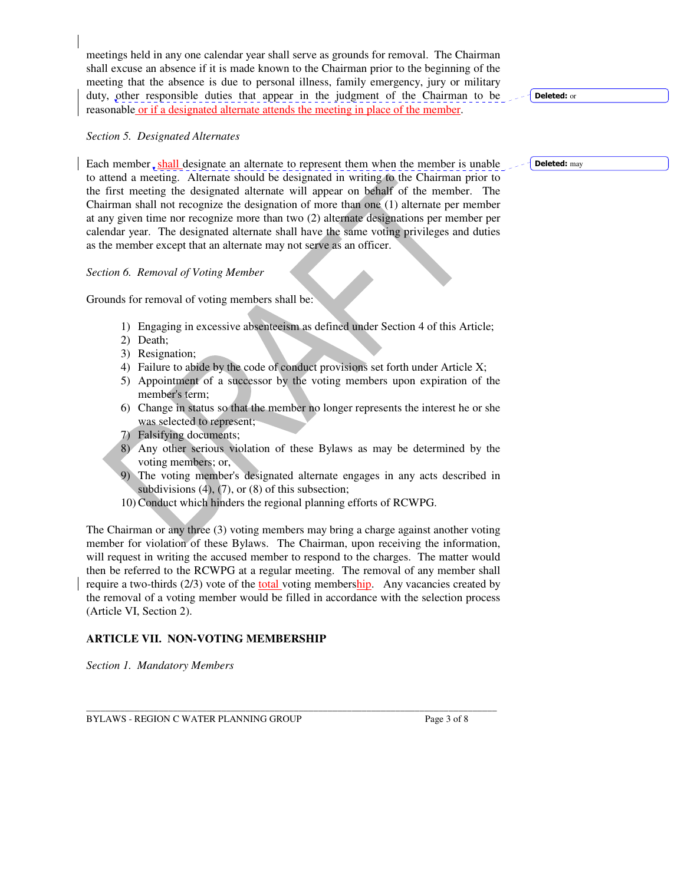meetings held in any one calendar year shall serve as grounds for removal. The Chairman shall excuse an absence if it is made known to the Chairman prior to the beginning of the meeting that the absence is due to personal illness, family emergency, jury or military duty, other responsible duties that appear in the judgment of the Chairman to be reasonable or if a designated alternate attends the meeting in place of the member.

*Section 5. Designated Alternates*

Each member shall designate an alternate to represent them when the member is unable to attend a meeting. Alternate should be designated in writing to the Chairman prior to the first meeting the designated alternate will appear on behalf of the member. The Chairman shall not recognize the designation of more than one (1) alternate per member at any given time nor recognize more than two (2) alternate designations per member per calendar year. The designated alternate shall have the same voting privileges and duties as the member except that an alternate may not serve as an officer.

*Section 6. Removal of Voting Member*

Grounds for removal of voting members shall be:

1) Engaging in excessive absenteeism as defined under Section 4 of this Article;
2) Death;
3) Resignation;
4) Failure to abide by the code of conduct provisions set forth under Article X;
5) Appointment of a successor by the voting members upon expiration of the member's term;
6) Change in status so that the member no longer represents the interest he or she was selected to represent;
7) Falsifying documents;
8) Any other serious violation of these Bylaws as may be determined by the voting members; or,
9) The voting member's designated alternate engages in any acts described in subdivisions (4), (7), or (8) of this subsection;
10) Conduct which hinders the regional planning efforts of RCWPG.

The Chairman or any three (3) voting members may bring a charge against another voting member for violation of these Bylaws. The Chairman, upon receiving the information, will request in writing the accused member to respond to the charges. The matter would then be referred to the RCWPG at a regular meeting. The removal of any member shall require a two-thirds (2/3) vote of the total voting membership. Any vacancies created by the removal of a voting member would be filled in accordance with the selection process (Article VI, Section 2).

## ARTICLE VII. NON-VOTING MEMBERSHIP

*Section 1. Mandatory Members*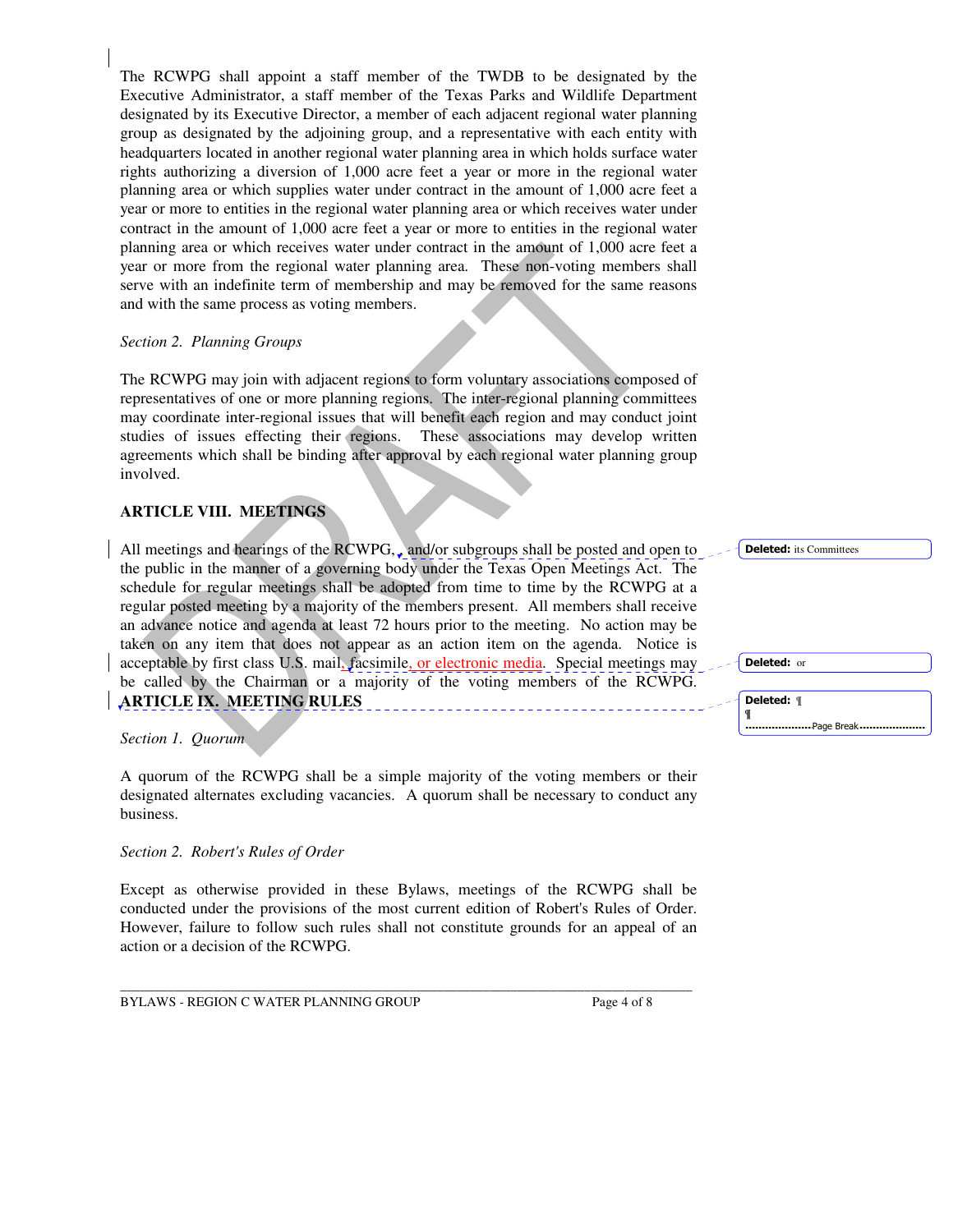The RCWPG shall appoint a staff member of the TWDB to be designated by the Executive Administrator, a staff member of the Texas Parks and Wildlife Department designated by its Executive Director, a member of each adjacent regional water planning group as designated by the adjoining group, and a representative with each entity with headquarters located in another regional water planning area in which holds surface water rights authorizing a diversion of 1,000 acre feet a year or more in the regional water planning area or which supplies water under contract in the amount of 1,000 acre feet a year or more to entities in the regional water planning area or which receives water under contract in the amount of 1,000 acre feet a year or more to entities in the regional water planning area or which receives water under contract in the amount of 1,000 acre feet a year or more from the regional water planning area. These non-voting members shall serve with an indefinite term of membership and may be removed for the same reasons and with the same process as voting members.

*Section 2. Planning Groups*

The RCWPG may join with adjacent regions to form voluntary associations composed of representatives of one or more planning regions. The inter-regional planning committees may coordinate inter-regional issues that will benefit each region and may conduct joint studies of issues effecting their regions. These associations may develop written agreements which shall be binding after approval by each regional water planning group involved.

## ARTICLE VIII. MEETINGS

All meetings and hearings of the RCWPG, and/or subgroups shall be posted and open to the public in the manner of a governing body under the Texas Open Meetings Act. The schedule for regular meetings shall be adopted from time to time by the RCWPG at a regular posted meeting by a majority of the members present. All members shall receive an advance notice and agenda at least 72 hours prior to the meeting. No action may be taken on any item that does not appear as an action item on the agenda. Notice is acceptable by first class U.S. mail, facsimile, or electronic media. Special meetings may be called by the Chairman or a majority of the voting members of the RCWPG.

## ARTICLE IX. MEETING RULES

*Section 1. Quorum*

A quorum of the RCWPG shall be a simple majority of the voting members or their designated alternates excluding vacancies. A quorum shall be necessary to conduct any business.

*Section 2. Robert's Rules of Order*

Except as otherwise provided in these Bylaws, meetings of the RCWPG shall be conducted under the provisions of the most current edition of Robert's Rules of Order. However, failure to follow such rules shall not constitute grounds for an appeal of an action or a decision of the RCWPG.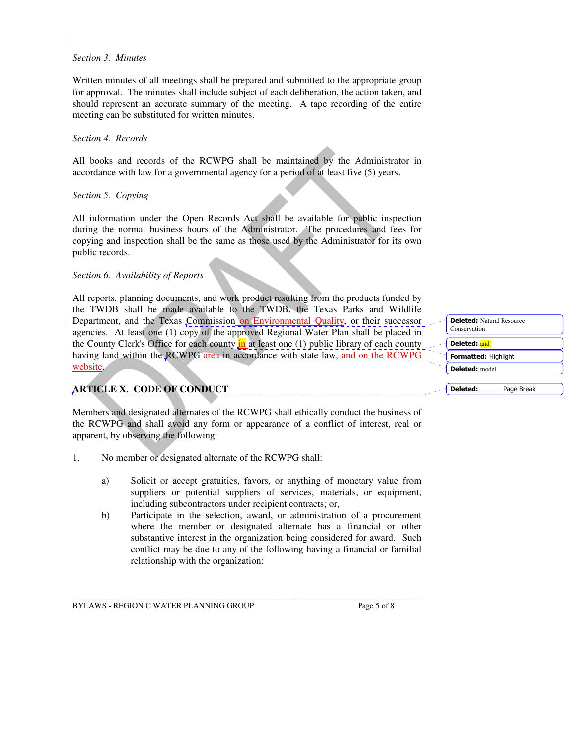*Section 3. Minutes*

Written minutes of all meetings shall be prepared and submitted to the appropriate group for approval. The minutes shall include subject of each deliberation, the action taken, and should represent an accurate summary of the meeting. A tape recording of the entire meeting can be substituted for written minutes.

*Section 4. Records*

All books and records of the RCWPG shall be maintained by the Administrator in accordance with law for a governmental agency for a period of at least five (5) years.

*Section 5. Copying*

All information under the Open Records Act shall be available for public inspection during the normal business hours of the Administrator. The procedures and fees for copying and inspection shall be the same as those used by the Administrator for its own public records.

*Section 6. Availability of Reports*

All reports, planning documents, and work product resulting from the products funded by the TWDB shall be made available to the TWDB, the Texas Parks and Wildlife Department, and the Texas Commission on Environmental Quality, or their successor agencies. At least one (1) copy of the approved Regional Water Plan shall be placed in the County Clerk's Office for each county in at least one (1) public library of each county having land within the RCWPG area in accordance with state law, and on the RCWPG website.

## ARTICLE X. CODE OF CONDUCT

Members and designated alternates of the RCWPG shall ethically conduct the business of the RCWPG and shall avoid any form or appearance of a conflict of interest, real or apparent, by observing the following:

1. No member or designated alternate of the RCWPG shall:

   a) Solicit or accept gratuities, favors, or anything of monetary value from suppliers or potential suppliers of services, materials, or equipment, including subcontractors under recipient contracts; or,

   b) Participate in the selection, award, or administration of a procurement where the member or designated alternate has a financial or other substantive interest in the organization being considered for award. Such conflict may be due to any of the following having a financial or familial relationship with the organization: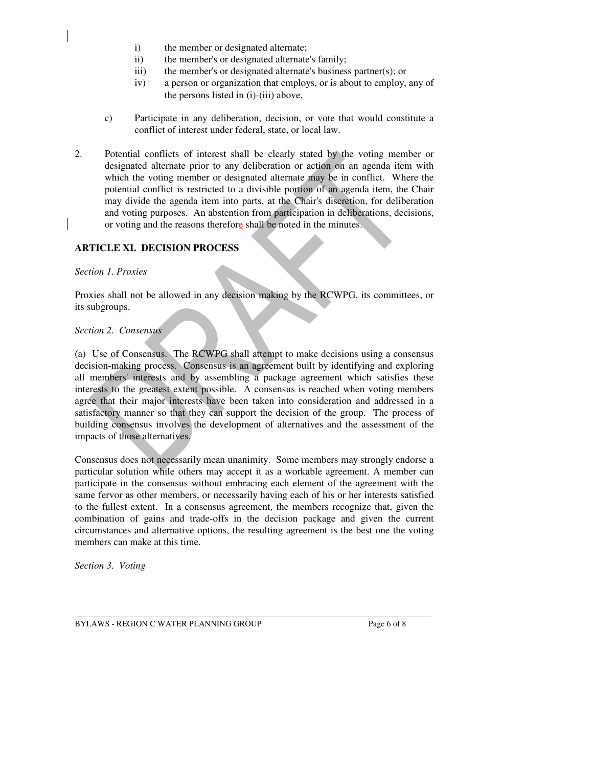i) the member or designated alternate;
   ii) the member's or designated alternate's family;
   iii) the member's or designated alternate's business partner(s); or
   iv) a person or organization that employs, or is about to employ, any of the persons listed in (i)-(iii) above,

c) Participate in any deliberation, decision, or vote that would constitute a conflict of interest under federal, state, or local law.

2. Potential conflicts of interest shall be clearly stated by the voting member or designated alternate prior to any deliberation or action on an agenda item with which the voting member or designated alternate may be in conflict. Where the potential conflict is restricted to a divisible portion of an agenda item, the Chair may divide the agenda item into parts, at the Chair's discretion, for deliberation and voting purposes. An abstention from participation in deliberations, decisions, or voting and the reasons therefore shall be noted in the minutes.

## ARTICLE XI. DECISION PROCESS

*Section 1. Proxies*

Proxies shall not be allowed in any decision making by the RCWPG, its committees, or its subgroups.

*Section 2. Consensus*

(a) Use of Consensus. The RCWPG shall attempt to make decisions using a consensus decision-making process. Consensus is an agreement built by identifying and exploring all members' interests and by assembling a package agreement which satisfies these interests to the greatest extent possible. A consensus is reached when voting members agree that their major interests have been taken into consideration and addressed in a satisfactory manner so that they can support the decision of the group. The process of building consensus involves the development of alternatives and the assessment of the impacts of those alternatives.

Consensus does not necessarily mean unanimity. Some members may strongly endorse a particular solution while others may accept it as a workable agreement. A member can participate in the consensus without embracing each element of the agreement with the same fervor as other members, or necessarily having each of his or her interests satisfied to the fullest extent. In a consensus agreement, the members recognize that, given the combination of gains and trade-offs in the decision package and given the current circumstances and alternative options, the resulting agreement is the best one the voting members can make at this time.

*Section 3. Voting*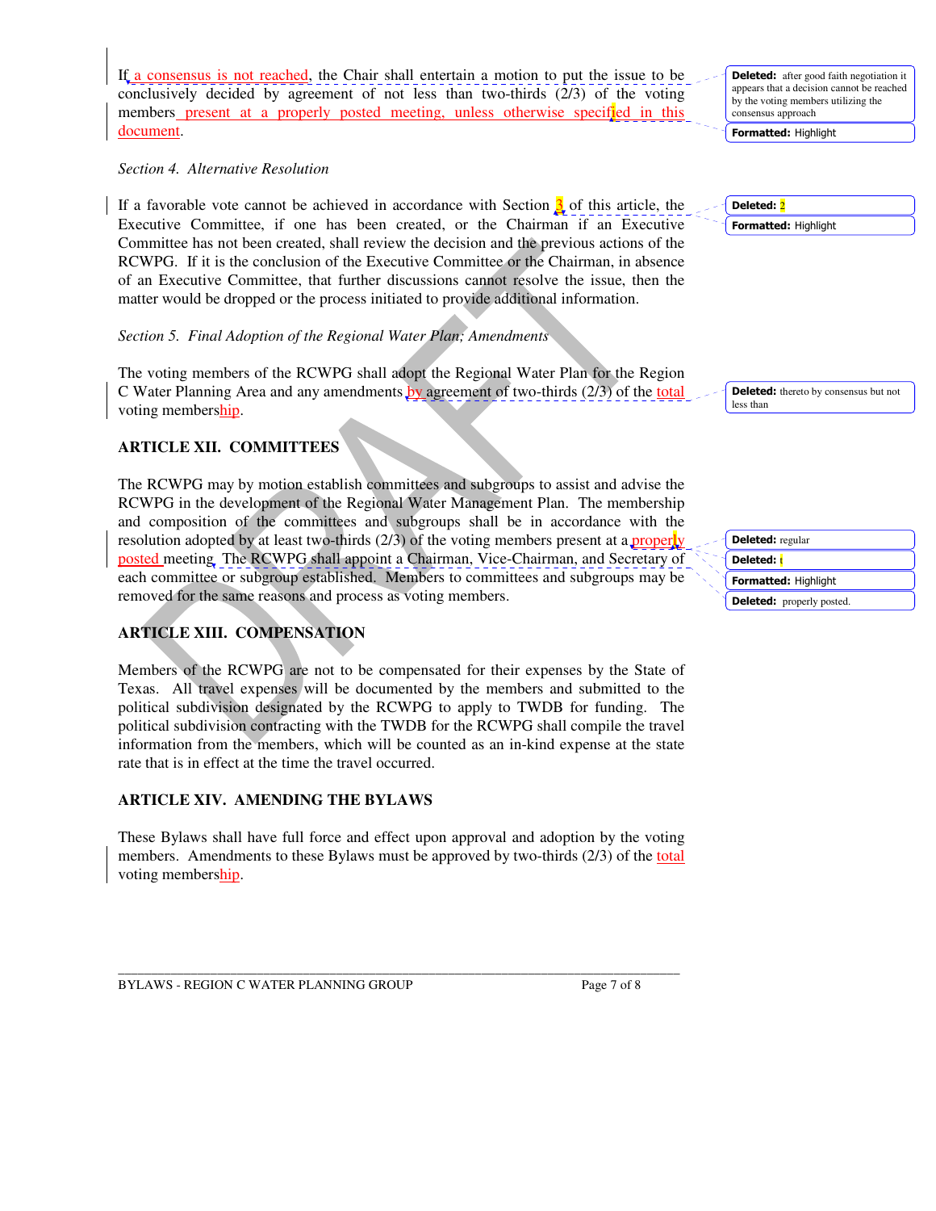If a consensus is not reached, the Chair shall entertain a motion to put the issue to be conclusively decided by agreement of not less than two-thirds (2/3) of the voting members present at a properly posted meeting, unless otherwise specified in this document.

*Section 4. Alternative Resolution*

If a favorable vote cannot be achieved in accordance with Section 3 of this article, the Executive Committee, if one has been created, or the Chairman if an Executive Committee has not been created, shall review the decision and the previous actions of the RCWPG. If it is the conclusion of the Executive Committee or the Chairman, in absence of an Executive Committee, that further discussions cannot resolve the issue, then the matter would be dropped or the process initiated to provide additional information.

*Section 5. Final Adoption of the Regional Water Plan; Amendments*

The voting members of the RCWPG shall adopt the Regional Water Plan for the Region C Water Planning Area and any amendments by agreement of two-thirds (2/3) of the total voting membership.

## ARTICLE XII. COMMITTEES

The RCWPG may by motion establish committees and subgroups to assist and advise the RCWPG in the development of the Regional Water Management Plan. The membership and composition of the committees and subgroups shall be in accordance with the resolution adopted by at least two-thirds (2/3) of the voting members present at a properly posted meeting. The RCWPG shall appoint a Chairman, Vice-Chairman, and Secretary of each committee or subgroup established. Members to committees and subgroups may be removed for the same reasons and process as voting members.

## ARTICLE XIII. COMPENSATION

Members of the RCWPG are not to be compensated for their expenses by the State of Texas. All travel expenses will be documented by the members and submitted to the political subdivision designated by the RCWPG to apply to TWDB for funding. The political subdivision contracting with the TWDB for the RCWPG shall compile the travel information from the members, which will be counted as an in-kind expense at the state rate that is in effect at the time the travel occurred.

## ARTICLE XIV. AMENDING THE BYLAWS

These Bylaws shall have full force and effect upon approval and adoption by the voting members. Amendments to these Bylaws must be approved by two-thirds (2/3) of the total voting membership.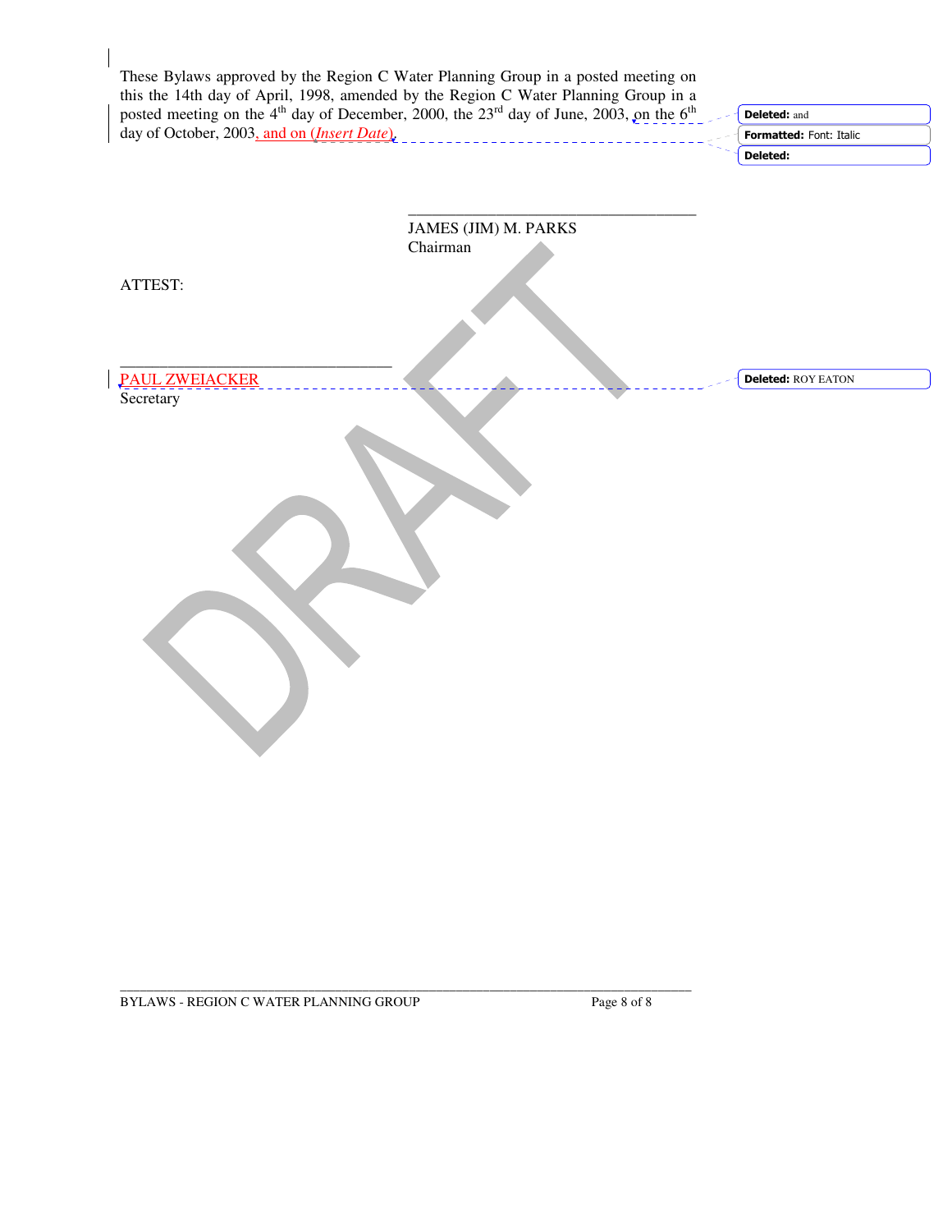These Bylaws approved by the Region C Water Planning Group in a posted meeting on this the 14th day of April, 1998, amended by the Region C Water Planning Group in a posted meeting on the 4th day of December, 2000, the 23rd day of June, 2003, on the 6th day of October, 2003, and on (*Insert Date*).

Deleted: and

Formatted: Font: Italic

Deleted:

\_\_\_\_\_\_\_\_\_\_\_\_\_\_\_\_\_\_\_\_\_\_\_\_\_\_\_\_\_\_\_\_\_\_\_

JAMES (JIM) M. PARKS
Chairman

ATTEST:

\_\_\_\_\_\_\_\_\_\_\_\_\_\_\_\_\_\_\_\_\_\_\_\_\_\_\_\_\_\_\_\_\_\_\_

PAUL ZWEIACKER
Secretary

Deleted: ROY EATON

DRAFT